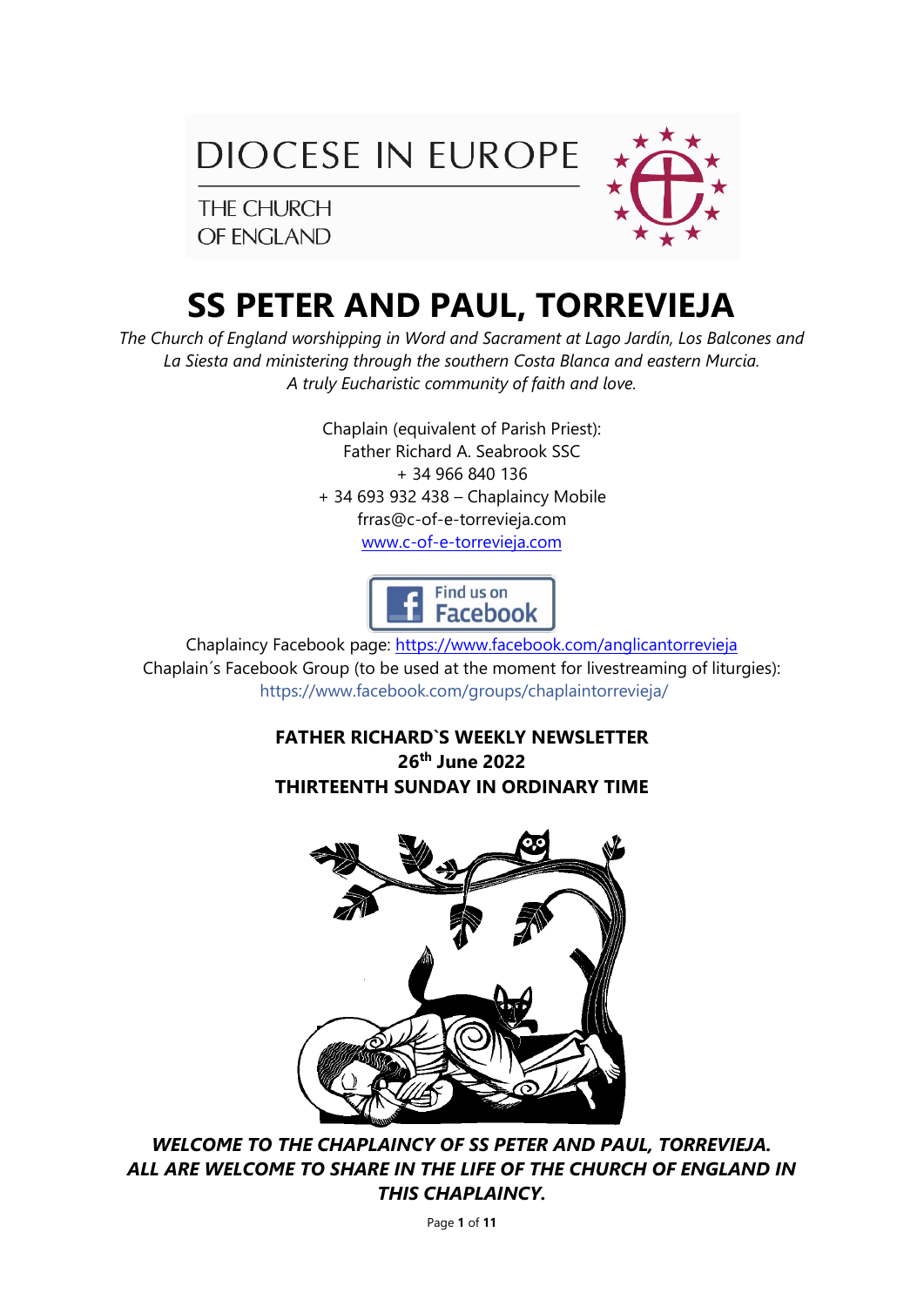DIOCESE IN EUROPE

THE CHURCH OF ENGLAND

# SS PETER AND PAUL, TORREVIEJA

*The Church of England worshipping in Word and Sacrament at Lago Jardín, Los Balcones and La Siesta and ministering through the southern Costa Blanca and eastern Murcia.*
*A truly Eucharistic community of faith and love.*

Chaplain (equivalent of Parish Priest):
Father Richard A. Seabrook SSC
+ 34 966 840 136
+ 34 693 932 438 – Chaplaincy Mobile
frras@c-of-e-torrevieja.com
www.c-of-e-torrevieja.com

Find us on Facebook

Chaplaincy Facebook page: https://www.facebook.com/anglicantorrevieja
Chaplain´s Facebook Group (to be used at the moment for livestreaming of liturgies):
https://www.facebook.com/groups/chaplaintorrevieja/

**FATHER RICHARD`S WEEKLY NEWSLETTER**
**26th June 2022**
**THIRTEENTH SUNDAY IN ORDINARY TIME**

***WELCOME TO THE CHAPLAINCY OF SS PETER AND PAUL, TORREVIEJA. ALL ARE WELCOME TO SHARE IN THE LIFE OF THE CHURCH OF ENGLAND IN THIS CHAPLAINCY.***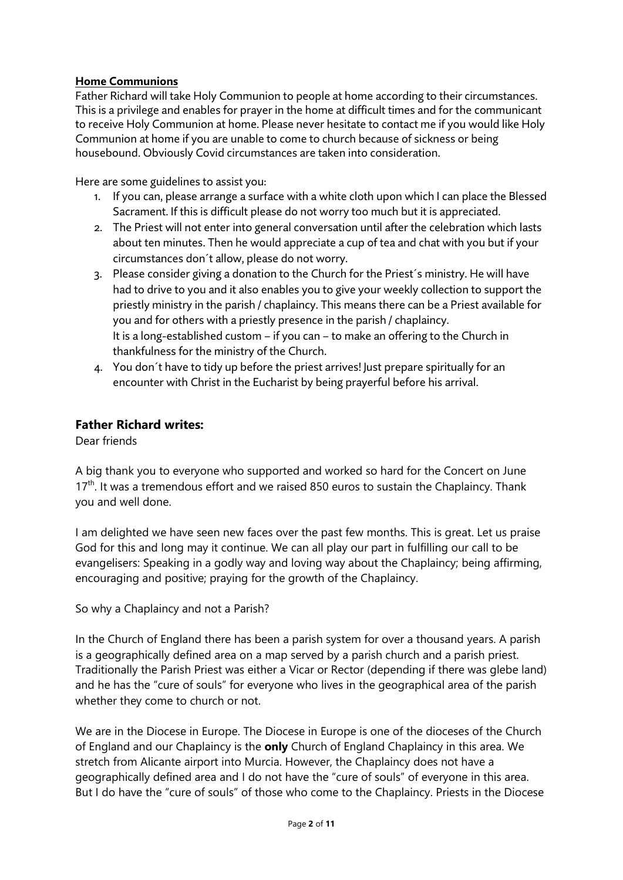**Home Communions**

Father Richard will take Holy Communion to people at home according to their circumstances. This is a privilege and enables for prayer in the home at difficult times and for the communicant to receive Holy Communion at home. Please never hesitate to contact me if you would like Holy Communion at home if you are unable to come to church because of sickness or being housebound. Obviously Covid circumstances are taken into consideration.

Here are some guidelines to assist you:

1. If you can, please arrange a surface with a white cloth upon which I can place the Blessed Sacrament. If this is difficult please do not worry too much but it is appreciated.
2. The Priest will not enter into general conversation until after the celebration which lasts about ten minutes. Then he would appreciate a cup of tea and chat with you but if your circumstances don´t allow, please do not worry.
3. Please consider giving a donation to the Church for the Priest´s ministry. He will have had to drive to you and it also enables you to give your weekly collection to support the priestly ministry in the parish / chaplaincy. This means there can be a Priest available for you and for others with a priestly presence in the parish / chaplaincy.
   It is a long-established custom – if you can – to make an offering to the Church in thankfulness for the ministry of the Church.
4. You don´t have to tidy up before the priest arrives! Just prepare spiritually for an encounter with Christ in the Eucharist by being prayerful before his arrival.

## Father Richard writes:

Dear friends

A big thank you to everyone who supported and worked so hard for the Concert on June 17th. It was a tremendous effort and we raised 850 euros to sustain the Chaplaincy. Thank you and well done.

I am delighted we have seen new faces over the past few months. This is great. Let us praise God for this and long may it continue. We can all play our part in fulfilling our call to be evangelisers: Speaking in a godly way and loving way about the Chaplaincy; being affirming, encouraging and positive; praying for the growth of the Chaplaincy.

So why a Chaplaincy and not a Parish?

In the Church of England there has been a parish system for over a thousand years. A parish is a geographically defined area on a map served by a parish church and a parish priest. Traditionally the Parish Priest was either a Vicar or Rector (depending if there was glebe land) and he has the "cure of souls" for everyone who lives in the geographical area of the parish whether they come to church or not.

We are in the Diocese in Europe. The Diocese in Europe is one of the dioceses of the Church of England and our Chaplaincy is the **only** Church of England Chaplaincy in this area. We stretch from Alicante airport into Murcia. However, the Chaplaincy does not have a geographically defined area and I do not have the "cure of souls" of everyone in this area. But I do have the "cure of souls" of those who come to the Chaplaincy. Priests in the Diocese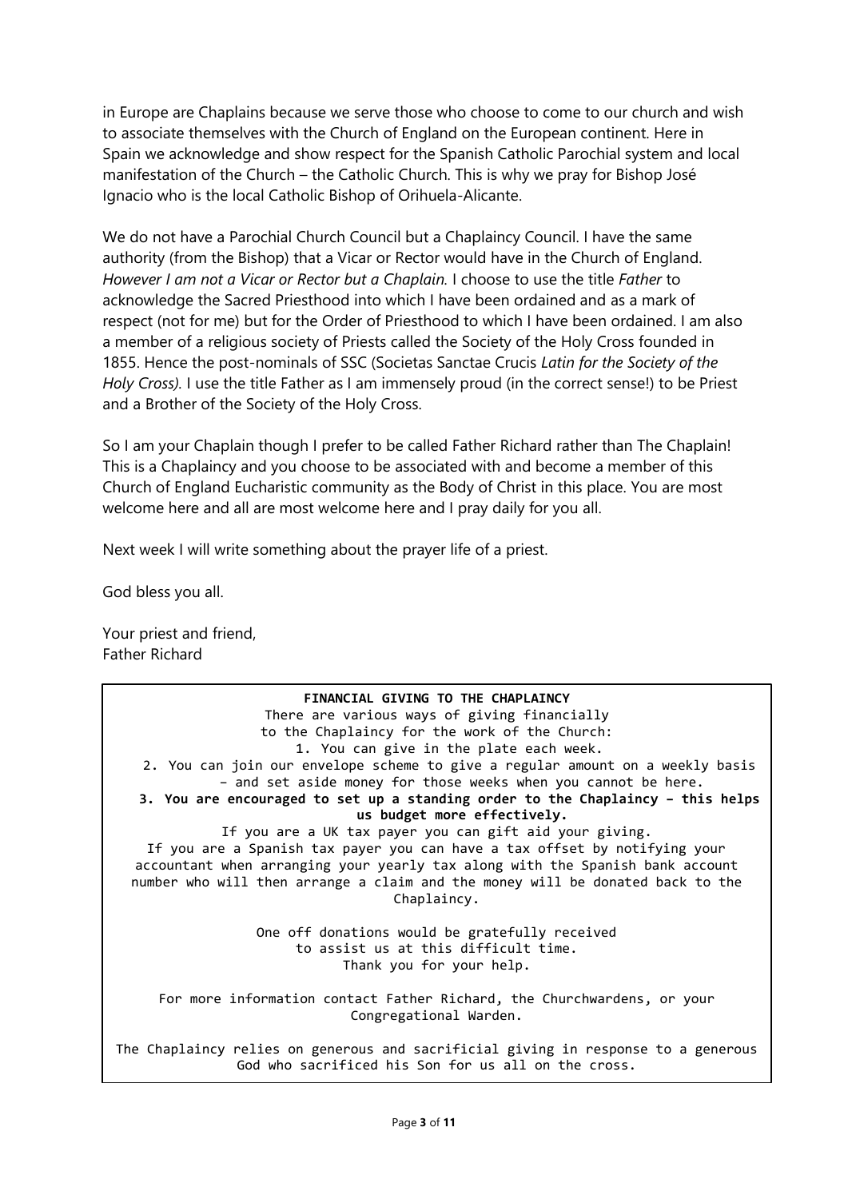in Europe are Chaplains because we serve those who choose to come to our church and wish to associate themselves with the Church of England on the European continent. Here in Spain we acknowledge and show respect for the Spanish Catholic Parochial system and local manifestation of the Church – the Catholic Church. This is why we pray for Bishop José Ignacio who is the local Catholic Bishop of Orihuela-Alicante.

We do not have a Parochial Church Council but a Chaplaincy Council. I have the same authority (from the Bishop) that a Vicar or Rector would have in the Church of England. *However I am not a Vicar or Rector but a Chaplain.* I choose to use the title *Father* to acknowledge the Sacred Priesthood into which I have been ordained and as a mark of respect (not for me) but for the Order of Priesthood to which I have been ordained. I am also a member of a religious society of Priests called the Society of the Holy Cross founded in 1855. Hence the post-nominals of SSC (Societas Sanctae Crucis *Latin for the Society of the Holy Cross).* I use the title Father as I am immensely proud (in the correct sense!) to be Priest and a Brother of the Society of the Holy Cross.

So I am your Chaplain though I prefer to be called Father Richard rather than The Chaplain! This is a Chaplaincy and you choose to be associated with and become a member of this Church of England Eucharistic community as the Body of Christ in this place. You are most welcome here and all are most welcome here and I pray daily for you all.

Next week I will write something about the prayer life of a priest.

God bless you all.

Your priest and friend,
Father Richard

---

**FINANCIAL GIVING TO THE CHAPLAINCY**

There are various ways of giving financially to the Chaplaincy for the work of the Church:

1. You can give in the plate each week.
2. You can join our envelope scheme to give a regular amount on a weekly basis – and set aside money for those weeks when you cannot be here.
3. **You are encouraged to set up a standing order to the Chaplaincy – this helps us budget more effectively.**

If you are a UK tax payer you can gift aid your giving.
If you are a Spanish tax payer you can have a tax offset by notifying your accountant when arranging your yearly tax along with the Spanish bank account number who will then arrange a claim and the money will be donated back to the Chaplaincy.

One off donations would be gratefully received to assist us at this difficult time.
Thank you for your help.

For more information contact Father Richard, the Churchwardens, or your Congregational Warden.

The Chaplaincy relies on generous and sacrificial giving in response to a generous God who sacrificed his Son for us all on the cross.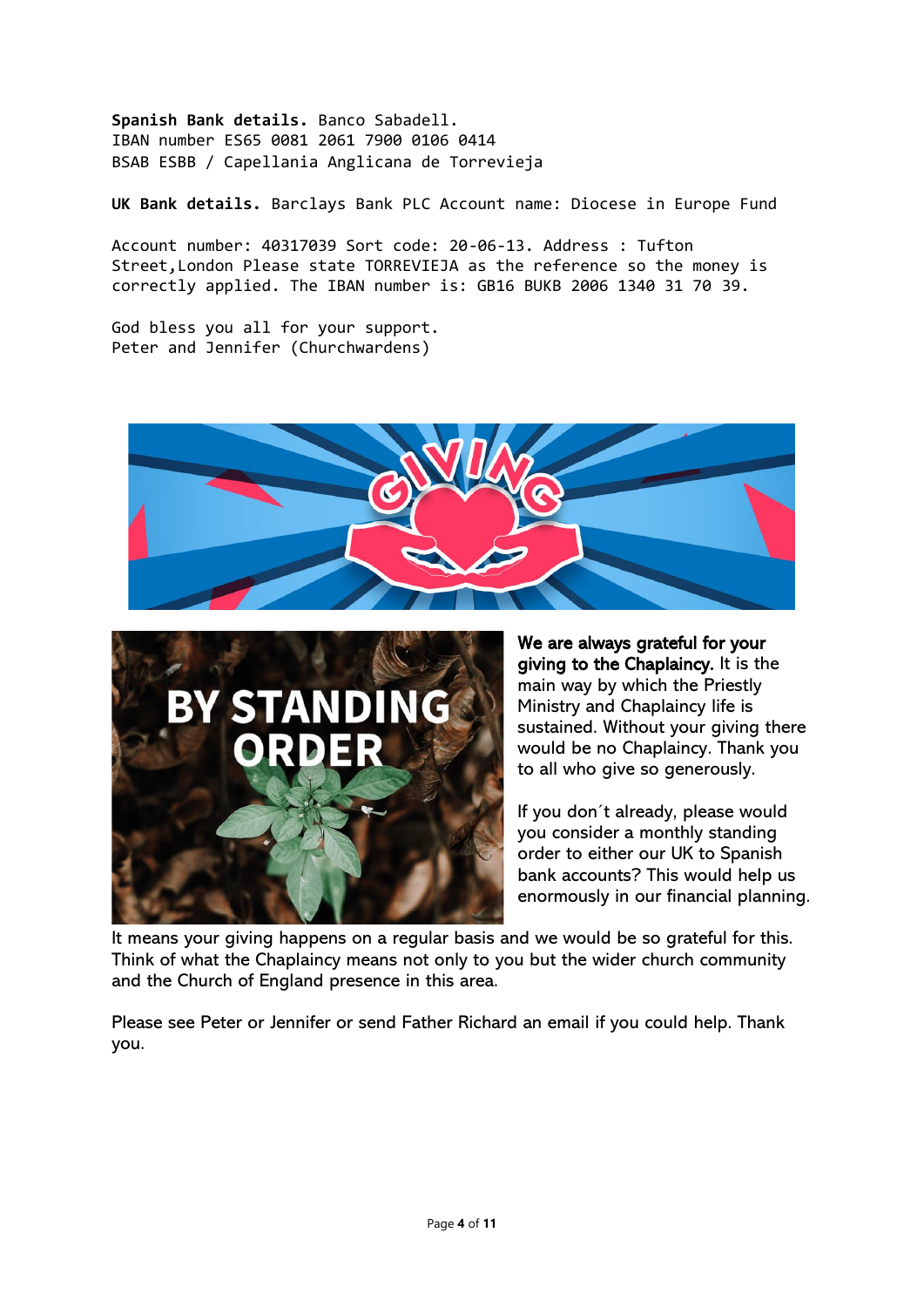**Spanish Bank details.** Banco Sabadell.
IBAN number ES65 0081 2061 7900 0106 0414
BSAB ESBB / Capellania Anglicana de Torrevieja

**UK Bank details.** Barclays Bank PLC Account name: Diocese in Europe Fund

Account number: 40317039 Sort code: 20-06-13. Address : Tufton Street,London Please state TORREVIEJA as the reference so the money is correctly applied. The IBAN number is: GB16 BUKB 2006 1340 31 70 39.

God bless you all for your support.
Peter and Jennifer (Churchwardens)

**We are always grateful for your giving to the Chaplaincy.** It is the main way by which the Priestly Ministry and Chaplaincy life is sustained. Without your giving there would be no Chaplaincy. Thank you to all who give so generously.

If you don´t already, please would you consider a monthly standing order to either our UK to Spanish bank accounts? This would help us enormously in our financial planning. It means your giving happens on a regular basis and we would be so grateful for this. Think of what the Chaplaincy means not only to you but the wider church community and the Church of England presence in this area.

Please see Peter or Jennifer or send Father Richard an email if you could help. Thank you.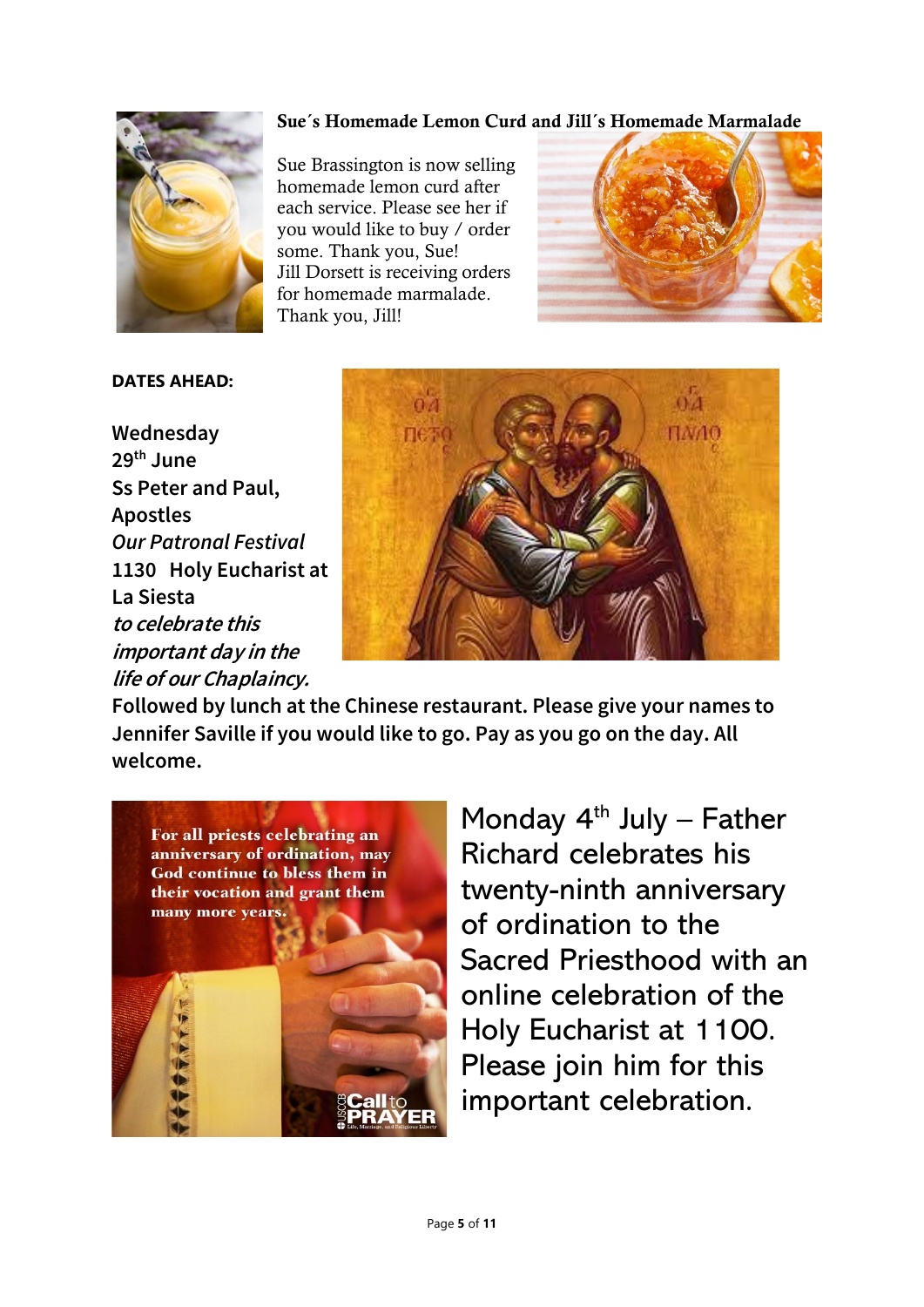**Sue´s Homemade Lemon Curd and Jill´s Homemade Marmalade**

Sue Brassington is now selling homemade lemon curd after each service. Please see her if you would like to buy / order some. Thank you, Sue!
Jill Dorsett is receiving orders for homemade marmalade. Thank you, Jill!

**DATES AHEAD:**

**Wednesday 29th June**
**Ss Peter and Paul, Apostles**
***Our Patronal Festival***
**1130 Holy Eucharist at La Siesta**
***to celebrate this important day in the life of our Chaplaincy.***
**Followed by lunch at the Chinese restaurant. Please give your names to Jennifer Saville if you would like to go. Pay as you go on the day. All welcome.**

Monday 4th July – Father Richard celebrates his twenty-ninth anniversary of ordination to the Sacred Priesthood with an online celebration of the Holy Eucharist at 1100. Please join him for this important celebration.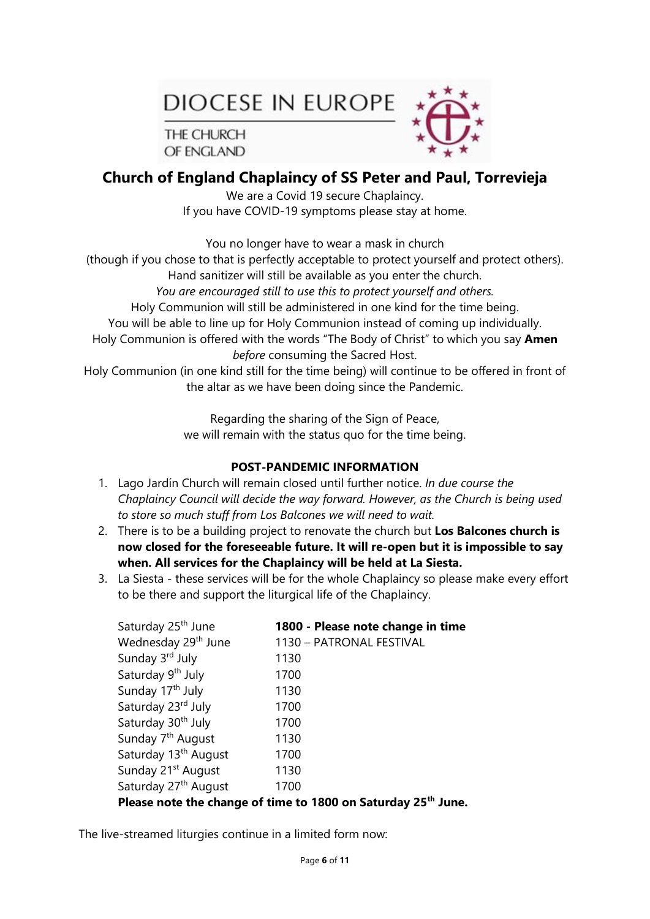DIOCESE IN EUROPE

THE CHURCH OF ENGLAND

## Church of England Chaplaincy of SS Peter and Paul, Torrevieja

We are a Covid 19 secure Chaplaincy.
If you have COVID-19 symptoms please stay at home.

You no longer have to wear a mask in church
(though if you chose to that is perfectly acceptable to protect yourself and protect others).
Hand sanitizer will still be available as you enter the church.
*You are encouraged still to use this to protect yourself and others.*
Holy Communion will still be administered in one kind for the time being.
You will be able to line up for Holy Communion instead of coming up individually.
Holy Communion is offered with the words "The Body of Christ" to which you say **Amen** *before* consuming the Sacred Host.
Holy Communion (in one kind still for the time being) will continue to be offered in front of the altar as we have been doing since the Pandemic.

Regarding the sharing of the Sign of Peace,
we will remain with the status quo for the time being.

**POST-PANDEMIC INFORMATION**

1. Lago Jardín Church will remain closed until further notice. *In due course the Chaplaincy Council will decide the way forward. However, as the Church is being used to store so much stuff from Los Balcones we will need to wait.*
2. There is to be a building project to renovate the church but **Los Balcones church is now closed for the foreseeable future. It will re-open but it is impossible to say when. All services for the Chaplaincy will be held at La Siesta.**
3. La Siesta - these services will be for the whole Chaplaincy so please make every effort to be there and support the liturgical life of the Chaplaincy.

| | |
|---|---|
| Saturday 25th June | **1800 - Please note change in time** |
| Wednesday 29th June | 1130 – PATRONAL FESTIVAL |
| Sunday 3rd July | 1130 |
| Saturday 9th July | 1700 |
| Sunday 17th July | 1130 |
| Saturday 23rd July | 1700 |
| Saturday 30th July | 1700 |
| Sunday 7th August | 1130 |
| Saturday 13th August | 1700 |
| Sunday 21st August | 1130 |
| Saturday 27th August | 1700 |

**Please note the change of time to 1800 on Saturday 25th June.**

The live-streamed liturgies continue in a limited form now: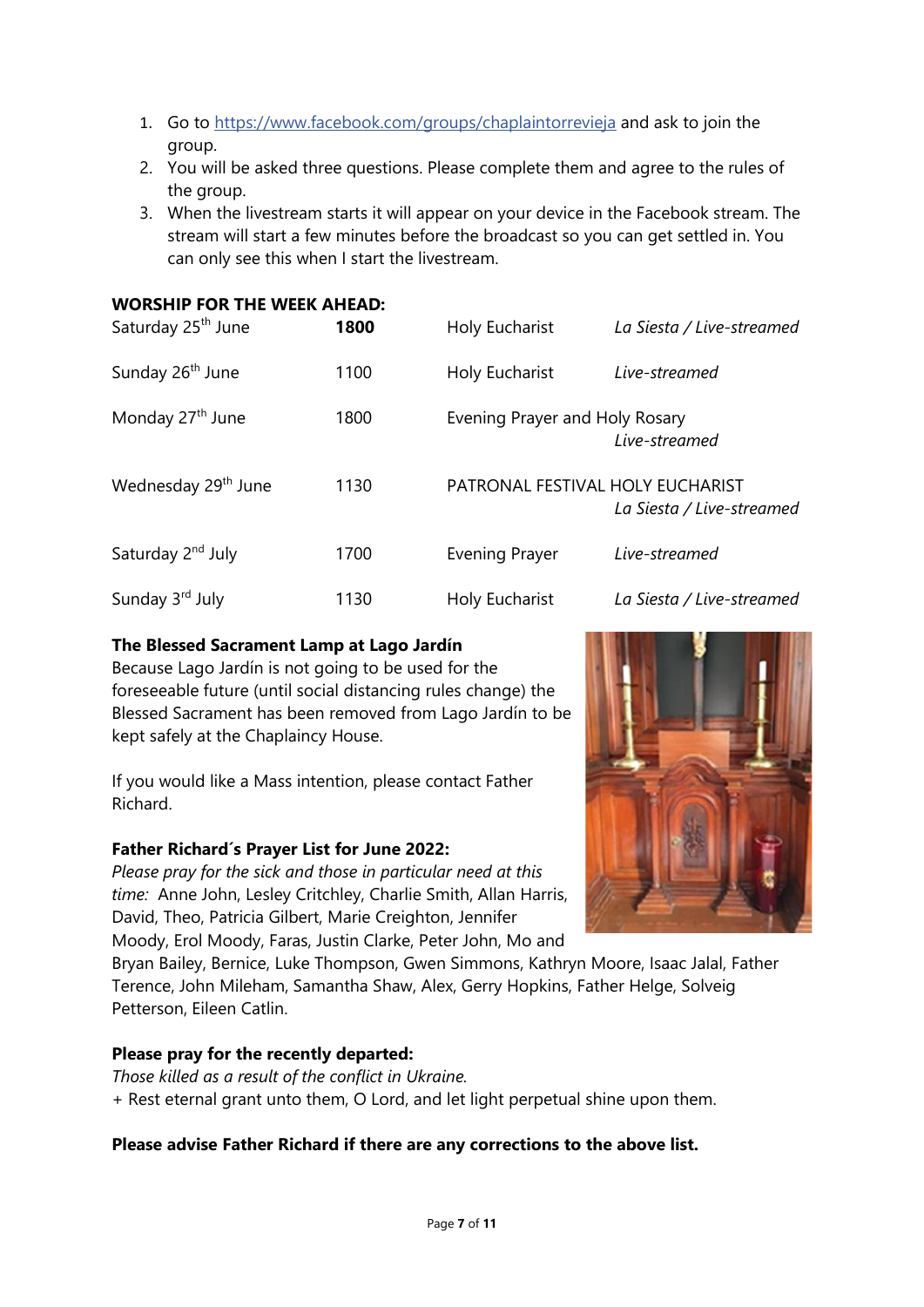1. Go to https://www.facebook.com/groups/chaplaintorrevieja and ask to join the group.
2. You will be asked three questions. Please complete them and agree to the rules of the group.
3. When the livestream starts it will appear on your device in the Facebook stream. The stream will start a few minutes before the broadcast so you can get settled in. You can only see this when I start the livestream.

**WORSHIP FOR THE WEEK AHEAD:**

| | | | |
|---|---|---|---|
| Saturday 25th June | **1800** | Holy Eucharist | *La Siesta / Live-streamed* |
| Sunday 26th June | 1100 | Holy Eucharist | *Live-streamed* |
| Monday 27th June | 1800 | Evening Prayer and Holy Rosary | *Live-streamed* |
| Wednesday 29th June | 1130 | PATRONAL FESTIVAL HOLY EUCHARIST | *La Siesta / Live-streamed* |
| Saturday 2nd July | 1700 | Evening Prayer | *Live-streamed* |
| Sunday 3rd July | 1130 | Holy Eucharist | *La Siesta / Live-streamed* |

**The Blessed Sacrament Lamp at Lago Jardín**

Because Lago Jardín is not going to be used for the foreseeable future (until social distancing rules change) the Blessed Sacrament has been removed from Lago Jardín to be kept safely at the Chaplaincy House.

If you would like a Mass intention, please contact Father Richard.

**Father Richard´s Prayer List for June 2022:**

*Please pray for the sick and those in particular need at this time:* Anne John, Lesley Critchley, Charlie Smith, Allan Harris, David, Theo, Patricia Gilbert, Marie Creighton, Jennifer Moody, Erol Moody, Faras, Justin Clarke, Peter John, Mo and Bryan Bailey, Bernice, Luke Thompson, Gwen Simmons, Kathryn Moore, Isaac Jalal, Father Terence, John Mileham, Samantha Shaw, Alex, Gerry Hopkins, Father Helge, Solveig Petterson, Eileen Catlin.

**Please pray for the recently departed:**

*Those killed as a result of the conflict in Ukraine.*

+ Rest eternal grant unto them, O Lord, and let light perpetual shine upon them.

**Please advise Father Richard if there are any corrections to the above list.**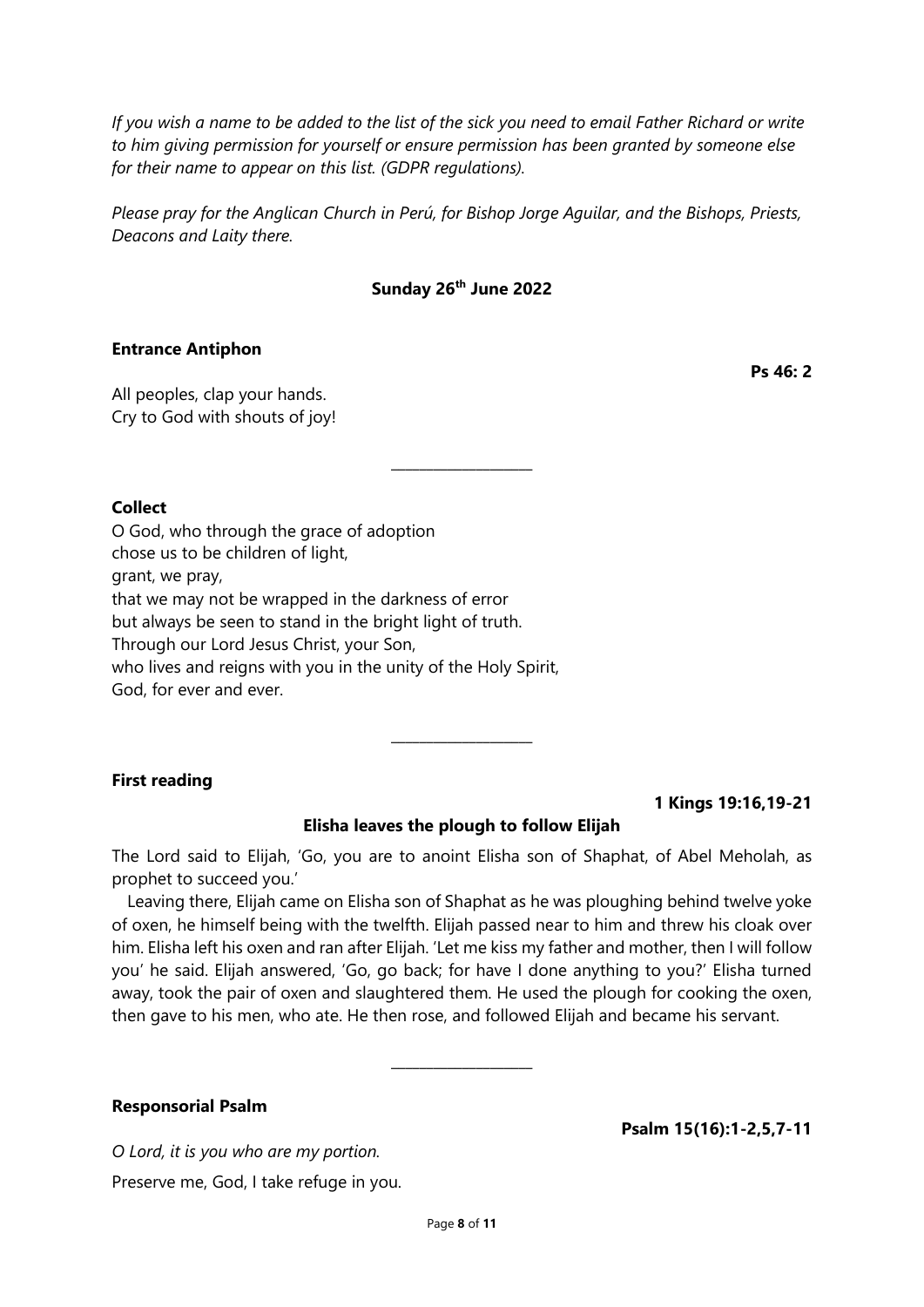*If you wish a name to be added to the list of the sick you need to email Father Richard or write to him giving permission for yourself or ensure permission has been granted by someone else for their name to appear on this list. (GDPR regulations).*

*Please pray for the Anglican Church in Perú, for Bishop Jorge Aguilar, and the Bishops, Priests, Deacons and Laity there.*

## Sunday 26th June 2022

**Entrance Antiphon**

**Ps 46: 2**

All peoples, clap your hands.
Cry to God with shouts of joy!

---

**Collect**

O God, who through the grace of adoption
chose us to be children of light,
grant, we pray,
that we may not be wrapped in the darkness of error
but always be seen to stand in the bright light of truth.
Through our Lord Jesus Christ, your Son,
who lives and reigns with you in the unity of the Holy Spirit,
God, for ever and ever.

---

**First reading**

**1 Kings 19:16,19-21**

**Elisha leaves the plough to follow Elijah**

The Lord said to Elijah, 'Go, you are to anoint Elisha son of Shaphat, of Abel Meholah, as prophet to succeed you.'

Leaving there, Elijah came on Elisha son of Shaphat as he was ploughing behind twelve yoke of oxen, he himself being with the twelfth. Elijah passed near to him and threw his cloak over him. Elisha left his oxen and ran after Elijah. 'Let me kiss my father and mother, then I will follow you' he said. Elijah answered, 'Go, go back; for have I done anything to you?' Elisha turned away, took the pair of oxen and slaughtered them. He used the plough for cooking the oxen, then gave to his men, who ate. He then rose, and followed Elijah and became his servant.

---

**Responsorial Psalm**

**Psalm 15(16):1-2,5,7-11**

*O Lord, it is you who are my portion.*

Preserve me, God, I take refuge in you.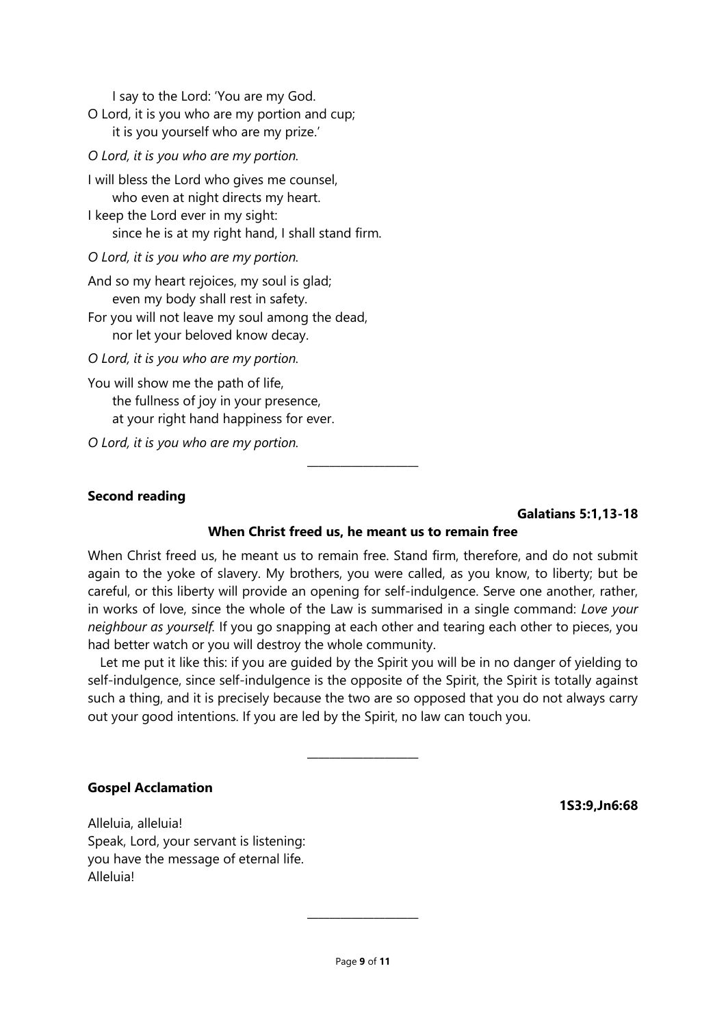I say to the Lord: 'You are my God.  
O Lord, it is you who are my portion and cup;  
it is you yourself who are my prize.'

*O Lord, it is you who are my portion.*

I will bless the Lord who gives me counsel,  
who even at night directs my heart.  
I keep the Lord ever in my sight:  
since he is at my right hand, I shall stand firm.

*O Lord, it is you who are my portion.*

And so my heart rejoices, my soul is glad;  
even my body shall rest in safety.  
For you will not leave my soul among the dead,  
nor let your beloved know decay.

*O Lord, it is you who are my portion.*

You will show me the path of life,  
the fullness of joy in your presence,  
at your right hand happiness for ever.

*O Lord, it is you who are my portion.*

---

**Second reading**

**Galatians 5:1,13-18**

**When Christ freed us, he meant us to remain free**

When Christ freed us, he meant us to remain free. Stand firm, therefore, and do not submit again to the yoke of slavery. My brothers, you were called, as you know, to liberty; but be careful, or this liberty will provide an opening for self-indulgence. Serve one another, rather, in works of love, since the whole of the Law is summarised in a single command: *Love your neighbour as yourself.* If you go snapping at each other and tearing each other to pieces, you had better watch or you will destroy the whole community.

Let me put it like this: if you are guided by the Spirit you will be in no danger of yielding to self-indulgence, since self-indulgence is the opposite of the Spirit, the Spirit is totally against such a thing, and it is precisely because the two are so opposed that you do not always carry out your good intentions. If you are led by the Spirit, no law can touch you.

---

**Gospel Acclamation**

**1S3:9,Jn6:68**

Alleluia, alleluia!  
Speak, Lord, your servant is listening:  
you have the message of eternal life.  
Alleluia!

---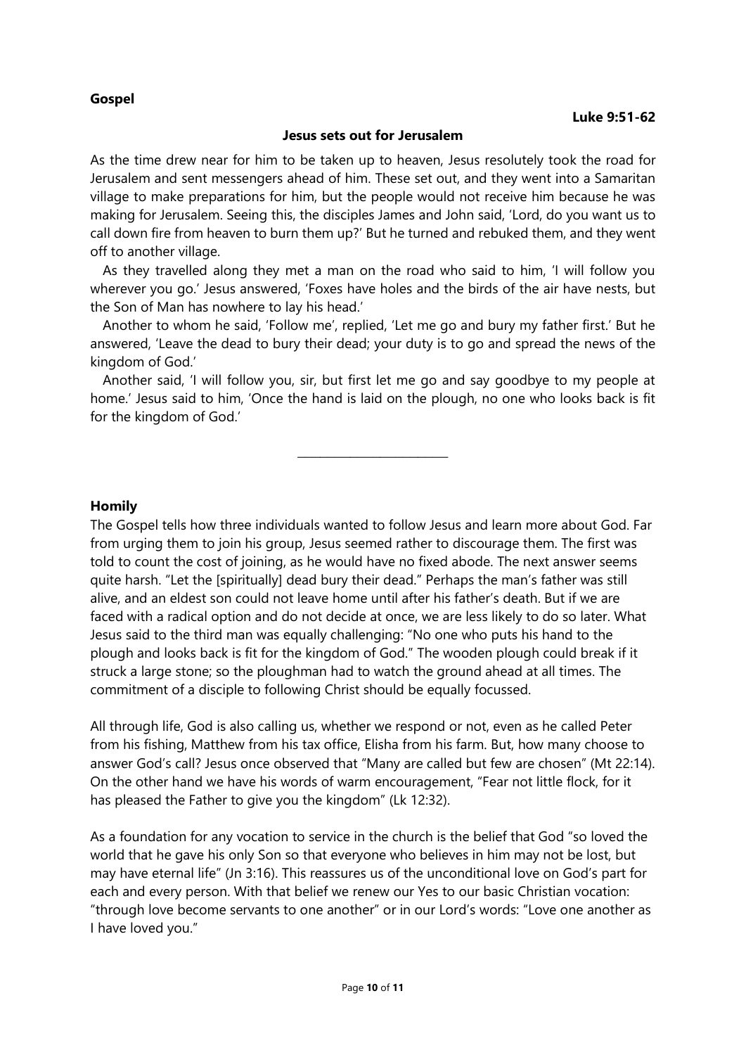**Gospel**

**Luke 9:51-62**

**Jesus sets out for Jerusalem**

As the time drew near for him to be taken up to heaven, Jesus resolutely took the road for Jerusalem and sent messengers ahead of him. These set out, and they went into a Samaritan village to make preparations for him, but the people would not receive him because he was making for Jerusalem. Seeing this, the disciples James and John said, 'Lord, do you want us to call down fire from heaven to burn them up?' But he turned and rebuked them, and they went off to another village.

As they travelled along they met a man on the road who said to him, 'I will follow you wherever you go.' Jesus answered, 'Foxes have holes and the birds of the air have nests, but the Son of Man has nowhere to lay his head.'

Another to whom he said, 'Follow me', replied, 'Let me go and bury my father first.' But he answered, 'Leave the dead to bury their dead; your duty is to go and spread the news of the kingdom of God.'

Another said, 'I will follow you, sir, but first let me go and say goodbye to my people at home.' Jesus said to him, 'Once the hand is laid on the plough, no one who looks back is fit for the kingdom of God.'

---

**Homily**

The Gospel tells how three individuals wanted to follow Jesus and learn more about God. Far from urging them to join his group, Jesus seemed rather to discourage them. The first was told to count the cost of joining, as he would have no fixed abode. The next answer seems quite harsh. "Let the [spiritually] dead bury their dead." Perhaps the man's father was still alive, and an eldest son could not leave home until after his father's death. But if we are faced with a radical option and do not decide at once, we are less likely to do so later. What Jesus said to the third man was equally challenging: "No one who puts his hand to the plough and looks back is fit for the kingdom of God." The wooden plough could break if it struck a large stone; so the ploughman had to watch the ground ahead at all times. The commitment of a disciple to following Christ should be equally focussed.

All through life, God is also calling us, whether we respond or not, even as he called Peter from his fishing, Matthew from his tax office, Elisha from his farm. But, how many choose to answer God's call? Jesus once observed that "Many are called but few are chosen" (Mt 22:14). On the other hand we have his words of warm encouragement, "Fear not little flock, for it has pleased the Father to give you the kingdom" (Lk 12:32).

As a foundation for any vocation to service in the church is the belief that God "so loved the world that he gave his only Son so that everyone who believes in him may not be lost, but may have eternal life" (Jn 3:16). This reassures us of the unconditional love on God's part for each and every person. With that belief we renew our Yes to our basic Christian vocation: "through love become servants to one another" or in our Lord's words: "Love one another as I have loved you."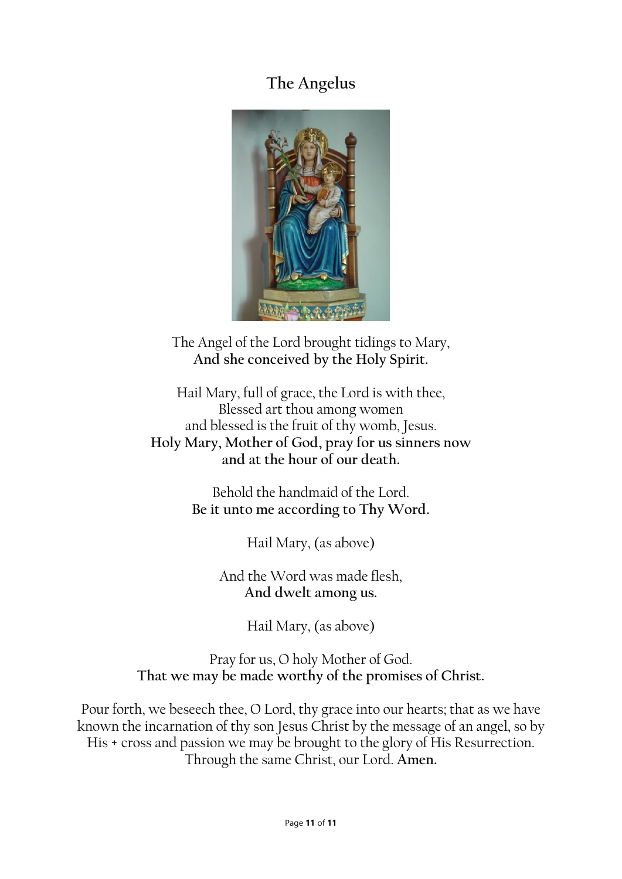# The Angelus

The Angel of the Lord brought tidings to Mary,
**And she conceived by the Holy Spirit.**

Hail Mary, full of grace, the Lord is with thee,
Blessed art thou among women
and blessed is the fruit of thy womb, Jesus.
**Holy Mary, Mother of God, pray for us sinners now and at the hour of our death.**

Behold the handmaid of the Lord.
**Be it unto me according to Thy Word.**

Hail Mary, (as above)

And the Word was made flesh,
**And dwelt among us.**

Hail Mary, (as above)

Pray for us, O holy Mother of God.
**That we may be made worthy of the promises of Christ.**

Pour forth, we beseech thee, O Lord, thy grace into our hearts; that as we have known the incarnation of thy son Jesus Christ by the message of an angel, so by His + cross and passion we may be brought to the glory of His Resurrection. Through the same Christ, our Lord. **Amen.**